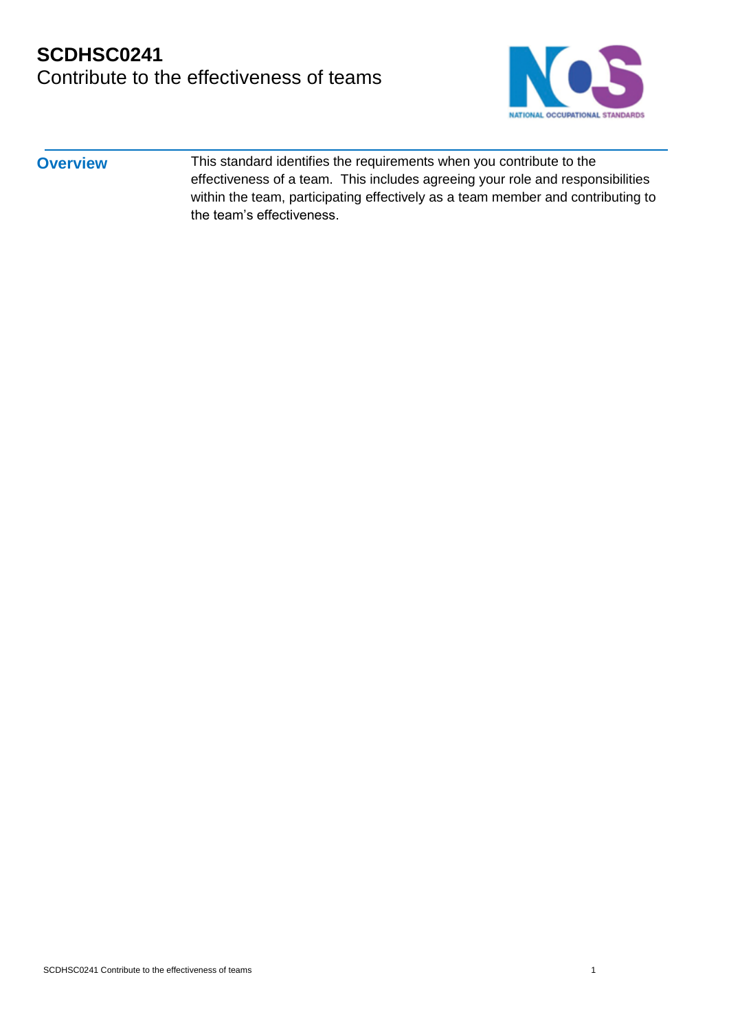# SCDHSC0241
## Contribute to the effectiveness of teams

**Overview**

This standard identifies the requirements when you contribute to the effectiveness of a team. This includes agreeing your role and responsibilities within the team, participating effectively as a team member and contributing to the team's effectiveness.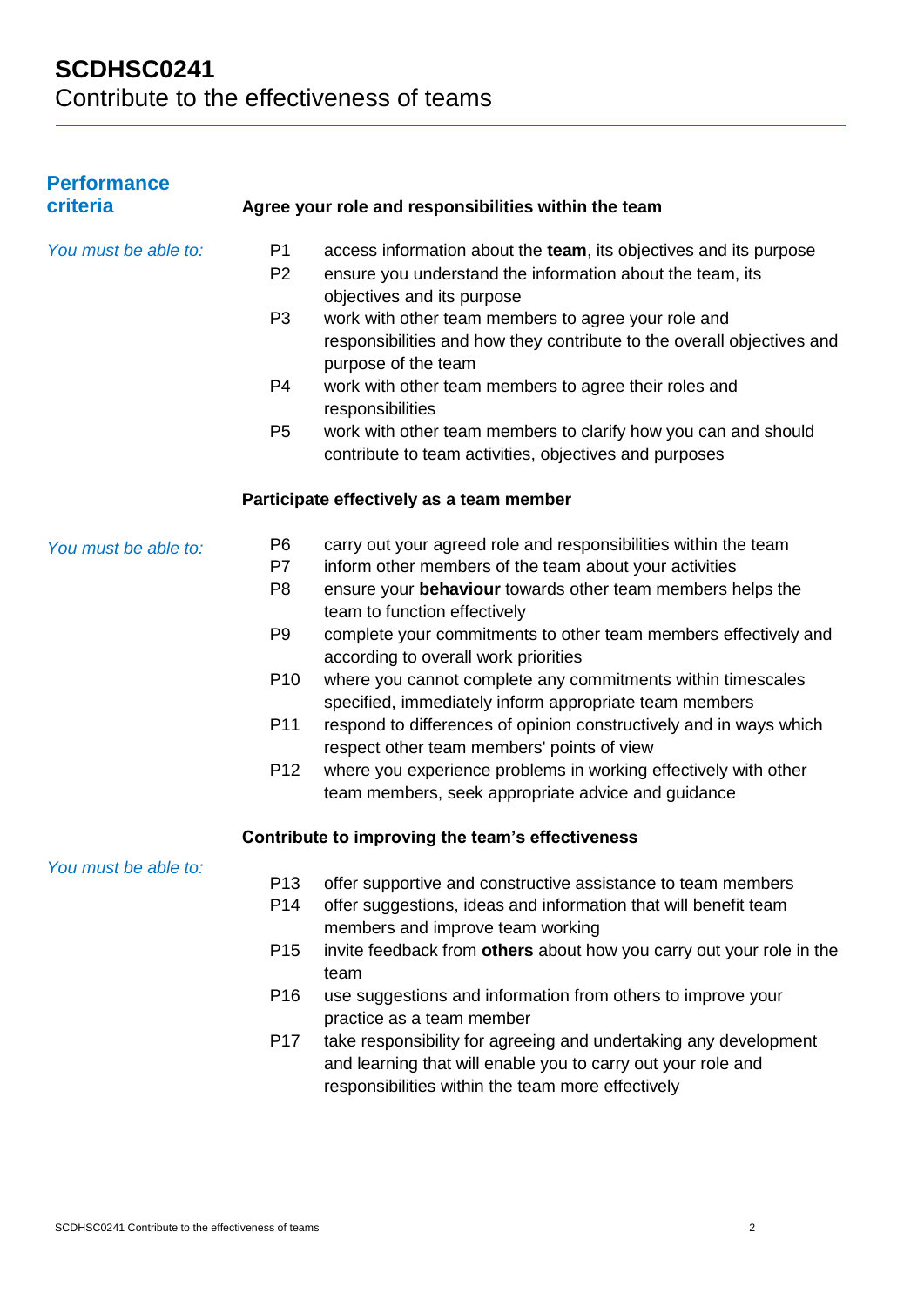# SCDHSC0241
Contribute to the effectiveness of teams

## Performance criteria

### Agree your role and responsibilities within the team

*You must be able to:*

- P1 access information about the **team**, its objectives and its purpose
- P2 ensure you understand the information about the team, its objectives and its purpose
- P3 work with other team members to agree your role and responsibilities and how they contribute to the overall objectives and purpose of the team
- P4 work with other team members to agree their roles and responsibilities
- P5 work with other team members to clarify how you can and should contribute to team activities, objectives and purposes

### Participate effectively as a team member

*You must be able to:*

- P6 carry out your agreed role and responsibilities within the team
- P7 inform other members of the team about your activities
- P8 ensure your **behaviour** towards other team members helps the team to function effectively
- P9 complete your commitments to other team members effectively and according to overall work priorities
- P10 where you cannot complete any commitments within timescales specified, immediately inform appropriate team members
- P11 respond to differences of opinion constructively and in ways which respect other team members' points of view
- P12 where you experience problems in working effectively with other team members, seek appropriate advice and guidance

### Contribute to improving the team's effectiveness

*You must be able to:*

- P13 offer supportive and constructive assistance to team members
- P14 offer suggestions, ideas and information that will benefit team members and improve team working
- P15 invite feedback from **others** about how you carry out your role in the team
- P16 use suggestions and information from others to improve your practice as a team member
- P17 take responsibility for agreeing and undertaking any development and learning that will enable you to carry out your role and responsibilities within the team more effectively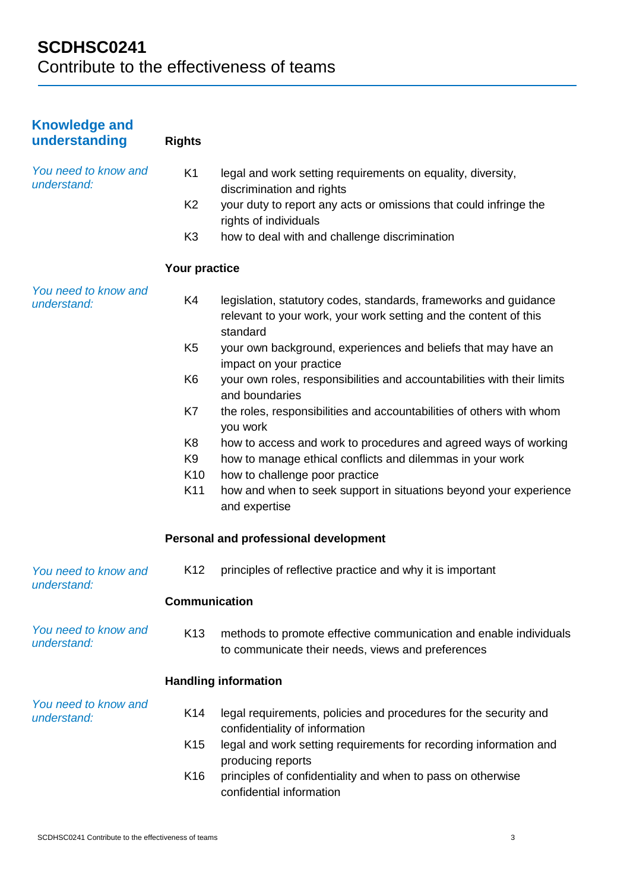# SCDHSC0241
Contribute to the effectiveness of teams

## Knowledge and understanding

### Rights

*You need to know and understand:*

- K1 legal and work setting requirements on equality, diversity, discrimination and rights
- K2 your duty to report any acts or omissions that could infringe the rights of individuals
- K3 how to deal with and challenge discrimination

### Your practice

*You need to know and understand:*

- K4 legislation, statutory codes, standards, frameworks and guidance relevant to your work, your work setting and the content of this standard
- K5 your own background, experiences and beliefs that may have an impact on your practice
- K6 your own roles, responsibilities and accountabilities with their limits and boundaries
- K7 the roles, responsibilities and accountabilities of others with whom you work
- K8 how to access and work to procedures and agreed ways of working
- K9 how to manage ethical conflicts and dilemmas in your work
- K10 how to challenge poor practice
- K11 how and when to seek support in situations beyond your experience and expertise

### Personal and professional development

*You need to know and understand:*

- K12 principles of reflective practice and why it is important

### Communication

*You need to know and understand:*

- K13 methods to promote effective communication and enable individuals to communicate their needs, views and preferences

### Handling information

*You need to know and understand:*

- K14 legal requirements, policies and procedures for the security and confidentiality of information
- K15 legal and work setting requirements for recording information and producing reports
- K16 principles of confidentiality and when to pass on otherwise confidential information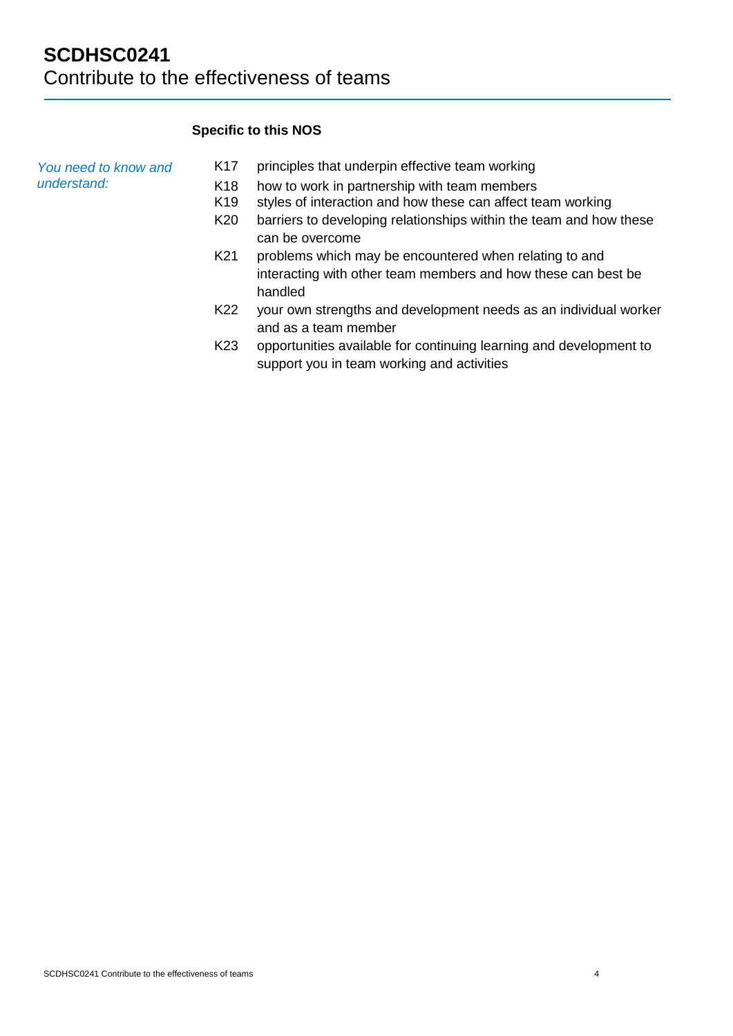# SCDHSC0241
## Contribute to the effectiveness of teams

**Specific to this NOS**

*You need to know and understand:*

K17 principles that underpin effective team working

K18 how to work in partnership with team members

K19 styles of interaction and how these can affect team working

K20 barriers to developing relationships within the team and how these can be overcome

K21 problems which may be encountered when relating to and interacting with other team members and how these can best be handled

K22 your own strengths and development needs as an individual worker and as a team member

K23 opportunities available for continuing learning and development to support you in team working and activities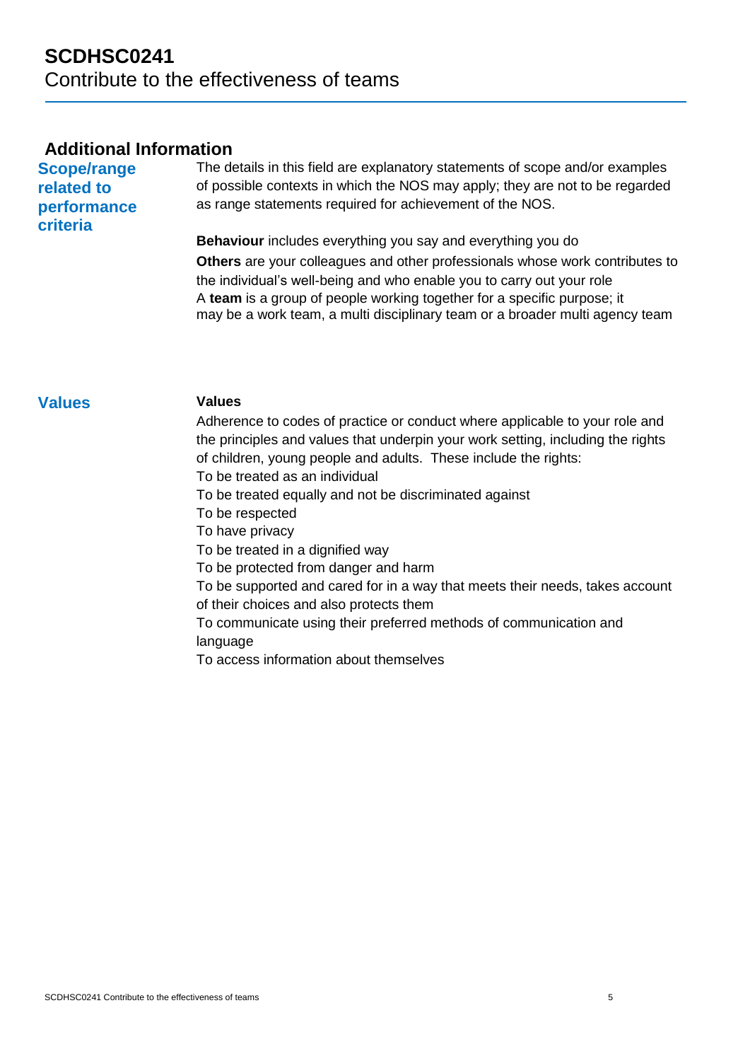## Additional Information

### Scope/range related to performance criteria

The details in this field are explanatory statements of scope and/or examples of possible contexts in which the NOS may apply; they are not to be regarded as range statements required for achievement of the NOS.

**Behaviour** includes everything you say and everything you do

**Others** are your colleagues and other professionals whose work contributes to the individual's well-being and who enable you to carry out your role

A **team** is a group of people working together for a specific purpose; it may be a work team, a multi disciplinary team or a broader multi agency team

### Values

**Values**

Adherence to codes of practice or conduct where applicable to your role and the principles and values that underpin your work setting, including the rights of children, young people and adults. These include the rights:

To be treated as an individual

To be treated equally and not be discriminated against

To be respected

To have privacy

To be treated in a dignified way

To be protected from danger and harm

To be supported and cared for in a way that meets their needs, takes account of their choices and also protects them

To communicate using their preferred methods of communication and language

To access information about themselves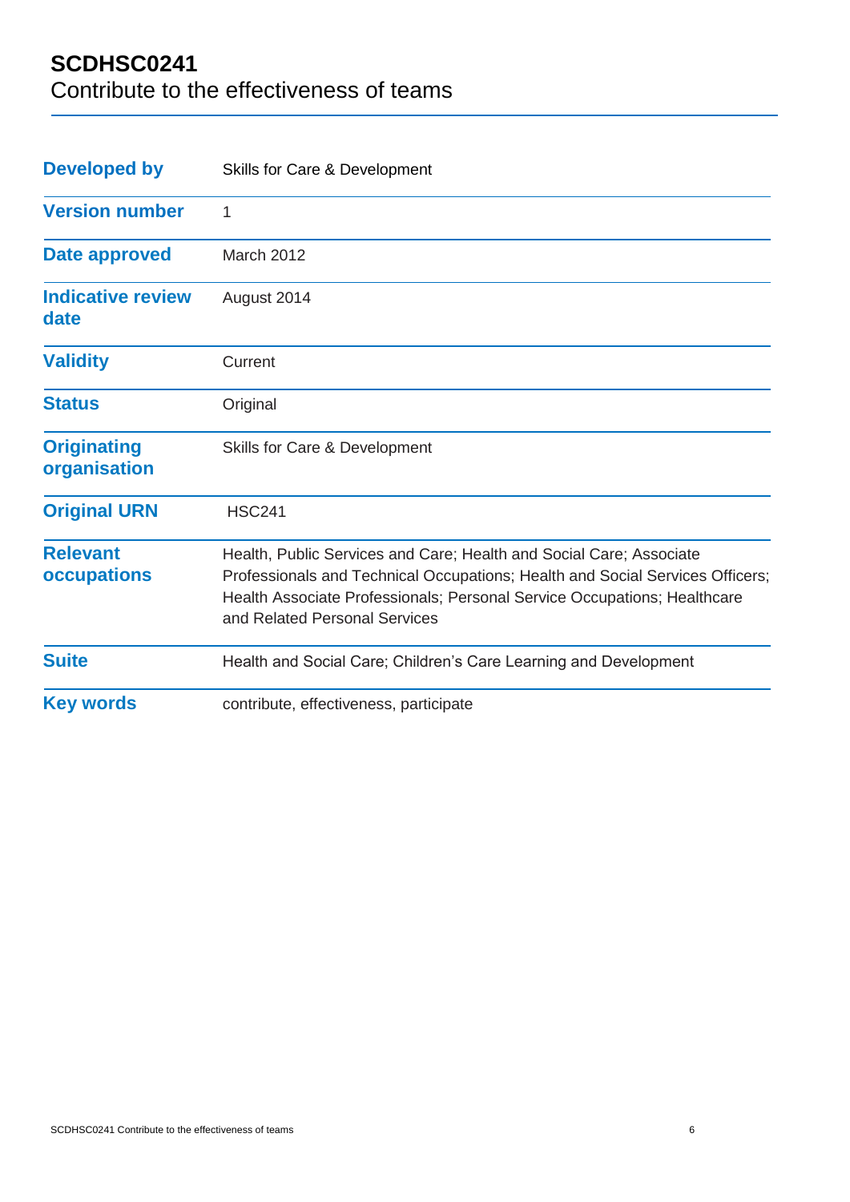# SCDHSC0241
## Contribute to the effectiveness of teams

| | |
|---|---|
| **Developed by** | Skills for Care & Development |
| **Version number** | 1 |
| **Date approved** | March 2012 |
| **Indicative review date** | August 2014 |
| **Validity** | Current |
| **Status** | Original |
| **Originating organisation** | Skills for Care & Development |
| **Original URN** | HSC241 |
| **Relevant occupations** | Health, Public Services and Care; Health and Social Care; Associate Professionals and Technical Occupations; Health and Social Services Officers; Health Associate Professionals; Personal Service Occupations; Healthcare and Related Personal Services |
| **Suite** | Health and Social Care; Children's Care Learning and Development |
| **Key words** | contribute, effectiveness, participate |